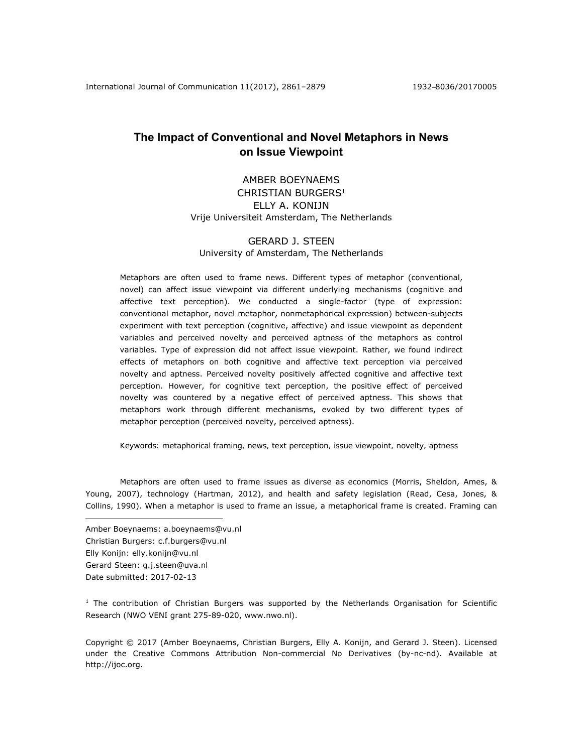# The Impact of Conventional and Novel Metaphors in News on Issue Viewpoint

AMBER BOEYNAEMS
CHRISTIAN BURGERS[1]
ELLY A. KONIJN
Vrije Universiteit Amsterdam, The Netherlands

GERARD J. STEEN
University of Amsterdam, The Netherlands

Metaphors are often used to frame news. Different types of metaphor (conventional, novel) can affect issue viewpoint via different underlying mechanisms (cognitive and affective text perception). We conducted a single-factor (type of expression: conventional metaphor, novel metaphor, nonmetaphorical expression) between-subjects experiment with text perception (cognitive, affective) and issue viewpoint as dependent variables and perceived novelty and perceived aptness of the metaphors as control variables. Type of expression did not affect issue viewpoint. Rather, we found indirect effects of metaphors on both cognitive and affective text perception via perceived novelty and aptness. Perceived novelty positively affected cognitive and affective text perception. However, for cognitive text perception, the positive effect of perceived novelty was countered by a negative effect of perceived aptness. This shows that metaphors work through different mechanisms, evoked by two different types of metaphor perception (perceived novelty, perceived aptness).

Keywords: metaphorical framing, news, text perception, issue viewpoint, novelty, aptness

Metaphors are often used to frame issues as diverse as economics (Morris, Sheldon, Ames, & Young, 2007), technology (Hartman, 2012), and health and safety legislation (Read, Cesa, Jones, & Collins, 1990). When a metaphor is used to frame an issue, a metaphorical frame is created. Framing can

---

Amber Boeynaems: a.boeynaems@vu.nl
Christian Burgers: c.f.burgers@vu.nl
Elly Konijn: elly.konijn@vu.nl
Gerard Steen: g.j.steen@uva.nl
Date submitted: 2017-02-13

[1] The contribution of Christian Burgers was supported by the Netherlands Organisation for Scientific Research (NWO VENI grant 275-89-020, www.nwo.nl).

Copyright © 2017 (Amber Boeynaems, Christian Burgers, Elly A. Konijn, and Gerard J. Steen). Licensed under the Creative Commons Attribution Non-commercial No Derivatives (by-nc-nd). Available at http://ijoc.org.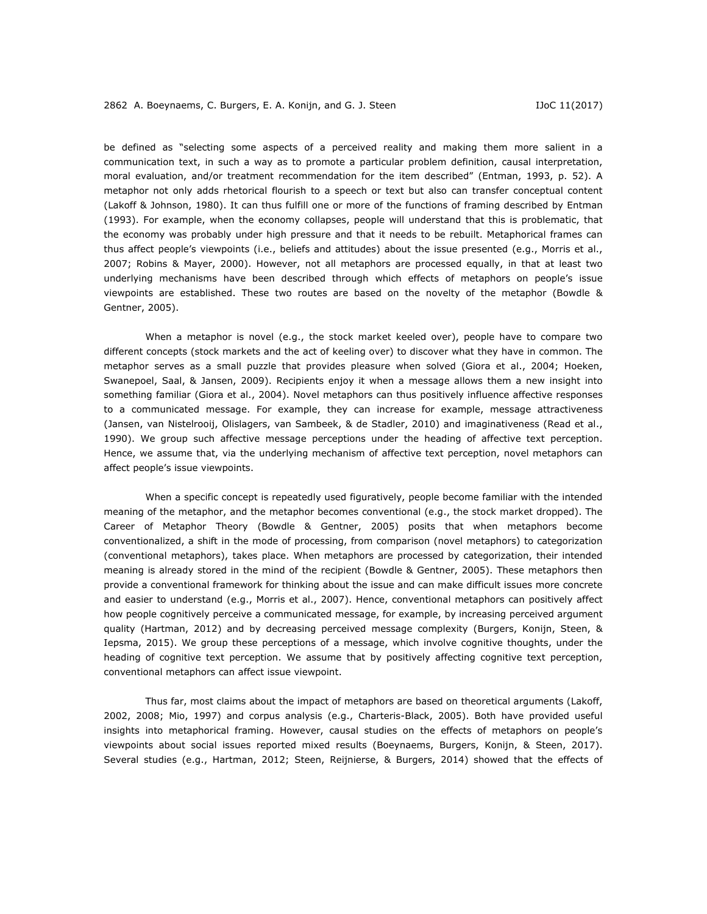be defined as "selecting some aspects of a perceived reality and making them more salient in a communication text, in such a way as to promote a particular problem definition, causal interpretation, moral evaluation, and/or treatment recommendation for the item described" (Entman, 1993, p. 52). A metaphor not only adds rhetorical flourish to a speech or text but also can transfer conceptual content (Lakoff & Johnson, 1980). It can thus fulfill one or more of the functions of framing described by Entman (1993). For example, when the economy collapses, people will understand that this is problematic, that the economy was probably under high pressure and that it needs to be rebuilt. Metaphorical frames can thus affect people's viewpoints (i.e., beliefs and attitudes) about the issue presented (e.g., Morris et al., 2007; Robins & Mayer, 2000). However, not all metaphors are processed equally, in that at least two underlying mechanisms have been described through which effects of metaphors on people's issue viewpoints are established. These two routes are based on the novelty of the metaphor (Bowdle & Gentner, 2005).

When a metaphor is novel (e.g., the stock market keeled over), people have to compare two different concepts (stock markets and the act of keeling over) to discover what they have in common. The metaphor serves as a small puzzle that provides pleasure when solved (Giora et al., 2004; Hoeken, Swanepoel, Saal, & Jansen, 2009). Recipients enjoy it when a message allows them a new insight into something familiar (Giora et al., 2004). Novel metaphors can thus positively influence affective responses to a communicated message. For example, they can increase for example, message attractiveness (Jansen, van Nistelrooij, Olislagers, van Sambeek, & de Stadler, 2010) and imaginativeness (Read et al., 1990). We group such affective message perceptions under the heading of affective text perception. Hence, we assume that, via the underlying mechanism of affective text perception, novel metaphors can affect people's issue viewpoints.

When a specific concept is repeatedly used figuratively, people become familiar with the intended meaning of the metaphor, and the metaphor becomes conventional (e.g., the stock market dropped). The Career of Metaphor Theory (Bowdle & Gentner, 2005) posits that when metaphors become conventionalized, a shift in the mode of processing, from comparison (novel metaphors) to categorization (conventional metaphors), takes place. When metaphors are processed by categorization, their intended meaning is already stored in the mind of the recipient (Bowdle & Gentner, 2005). These metaphors then provide a conventional framework for thinking about the issue and can make difficult issues more concrete and easier to understand (e.g., Morris et al., 2007). Hence, conventional metaphors can positively affect how people cognitively perceive a communicated message, for example, by increasing perceived argument quality (Hartman, 2012) and by decreasing perceived message complexity (Burgers, Konijn, Steen, & Iepsma, 2015). We group these perceptions of a message, which involve cognitive thoughts, under the heading of cognitive text perception. We assume that by positively affecting cognitive text perception, conventional metaphors can affect issue viewpoint.

Thus far, most claims about the impact of metaphors are based on theoretical arguments (Lakoff, 2002, 2008; Mio, 1997) and corpus analysis (e.g., Charteris-Black, 2005). Both have provided useful insights into metaphorical framing. However, causal studies on the effects of metaphors on people's viewpoints about social issues reported mixed results (Boeynaems, Burgers, Konijn, & Steen, 2017). Several studies (e.g., Hartman, 2012; Steen, Reijnierse, & Burgers, 2014) showed that the effects of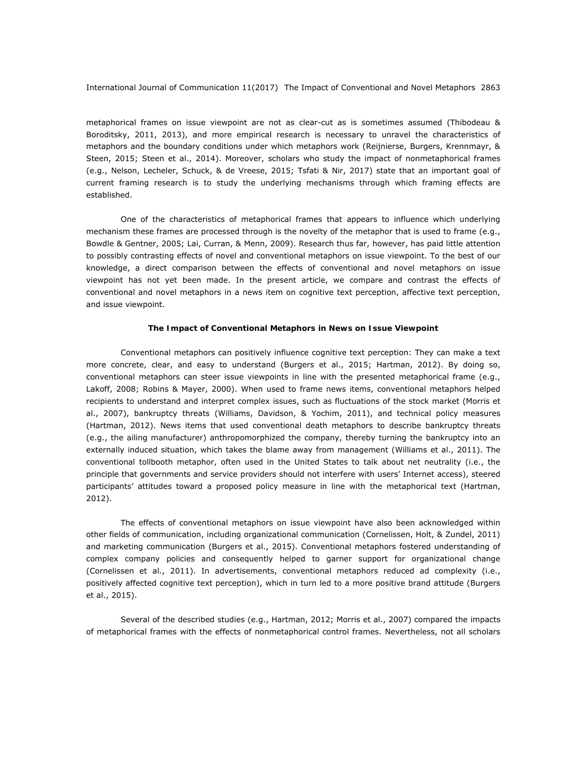metaphorical frames on issue viewpoint are not as clear-cut as is sometimes assumed (Thibodeau & Boroditsky, 2011, 2013), and more empirical research is necessary to unravel the characteristics of metaphors and the boundary conditions under which metaphors work (Reijnierse, Burgers, Krennmayr, & Steen, 2015; Steen et al., 2014). Moreover, scholars who study the impact of nonmetaphorical frames (e.g., Nelson, Lecheler, Schuck, & de Vreese, 2015; Tsfati & Nir, 2017) state that an important goal of current framing research is to study the underlying mechanisms through which framing effects are established.

One of the characteristics of metaphorical frames that appears to influence which underlying mechanism these frames are processed through is the novelty of the metaphor that is used to frame (e.g., Bowdle & Gentner, 2005; Lai, Curran, & Menn, 2009). Research thus far, however, has paid little attention to possibly contrasting effects of novel and conventional metaphors on issue viewpoint. To the best of our knowledge, a direct comparison between the effects of conventional and novel metaphors on issue viewpoint has not yet been made. In the present article, we compare and contrast the effects of conventional and novel metaphors in a news item on cognitive text perception, affective text perception, and issue viewpoint.

## The Impact of Conventional Metaphors in News on Issue Viewpoint

Conventional metaphors can positively influence cognitive text perception: They can make a text more concrete, clear, and easy to understand (Burgers et al., 2015; Hartman, 2012). By doing so, conventional metaphors can steer issue viewpoints in line with the presented metaphorical frame (e.g., Lakoff, 2008; Robins & Mayer, 2000). When used to frame news items, conventional metaphors helped recipients to understand and interpret complex issues, such as fluctuations of the stock market (Morris et al., 2007), bankruptcy threats (Williams, Davidson, & Yochim, 2011), and technical policy measures (Hartman, 2012). News items that used conventional death metaphors to describe bankruptcy threats (e.g., the ailing manufacturer) anthropomorphized the company, thereby turning the bankruptcy into an externally induced situation, which takes the blame away from management (Williams et al., 2011). The conventional tollbooth metaphor, often used in the United States to talk about net neutrality (i.e., the principle that governments and service providers should not interfere with users' Internet access), steered participants' attitudes toward a proposed policy measure in line with the metaphorical text (Hartman, 2012).

The effects of conventional metaphors on issue viewpoint have also been acknowledged within other fields of communication, including organizational communication (Cornelissen, Holt, & Zundel, 2011) and marketing communication (Burgers et al., 2015). Conventional metaphors fostered understanding of complex company policies and consequently helped to garner support for organizational change (Cornelissen et al., 2011). In advertisements, conventional metaphors reduced ad complexity (i.e., positively affected cognitive text perception), which in turn led to a more positive brand attitude (Burgers et al., 2015).

Several of the described studies (e.g., Hartman, 2012; Morris et al., 2007) compared the impacts of metaphorical frames with the effects of nonmetaphorical control frames. Nevertheless, not all scholars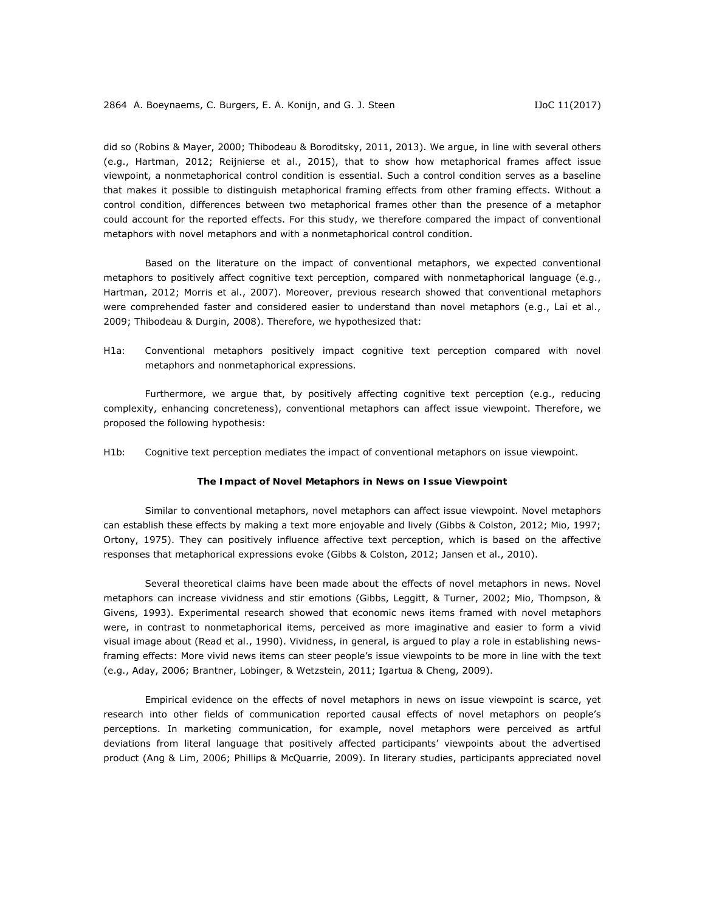did so (Robins & Mayer, 2000; Thibodeau & Boroditsky, 2011, 2013). We argue, in line with several others (e.g., Hartman, 2012; Reijnierse et al., 2015), that to show how metaphorical frames affect issue viewpoint, a nonmetaphorical control condition is essential. Such a control condition serves as a baseline that makes it possible to distinguish metaphorical framing effects from other framing effects. Without a control condition, differences between two metaphorical frames other than the presence of a metaphor could account for the reported effects. For this study, we therefore compared the impact of conventional metaphors with novel metaphors and with a nonmetaphorical control condition.

Based on the literature on the impact of conventional metaphors, we expected conventional metaphors to positively affect cognitive text perception, compared with nonmetaphorical language (e.g., Hartman, 2012; Morris et al., 2007). Moreover, previous research showed that conventional metaphors were comprehended faster and considered easier to understand than novel metaphors (e.g., Lai et al., 2009; Thibodeau & Durgin, 2008). Therefore, we hypothesized that:

H1a: Conventional metaphors positively impact cognitive text perception compared with novel metaphors and nonmetaphorical expressions.

Furthermore, we argue that, by positively affecting cognitive text perception (e.g., reducing complexity, enhancing concreteness), conventional metaphors can affect issue viewpoint. Therefore, we proposed the following hypothesis:

H1b: Cognitive text perception mediates the impact of conventional metaphors on issue viewpoint.

### The Impact of Novel Metaphors in News on Issue Viewpoint

Similar to conventional metaphors, novel metaphors can affect issue viewpoint. Novel metaphors can establish these effects by making a text more enjoyable and lively (Gibbs & Colston, 2012; Mio, 1997; Ortony, 1975). They can positively influence affective text perception, which is based on the affective responses that metaphorical expressions evoke (Gibbs & Colston, 2012; Jansen et al., 2010).

Several theoretical claims have been made about the effects of novel metaphors in news. Novel metaphors can increase vividness and stir emotions (Gibbs, Leggitt, & Turner, 2002; Mio, Thompson, & Givens, 1993). Experimental research showed that economic news items framed with novel metaphors were, in contrast to nonmetaphorical items, perceived as more imaginative and easier to form a vivid visual image about (Read et al., 1990). Vividness, in general, is argued to play a role in establishing news-framing effects: More vivid news items can steer people's issue viewpoints to be more in line with the text (e.g., Aday, 2006; Brantner, Lobinger, & Wetzstein, 2011; Igartua & Cheng, 2009).

Empirical evidence on the effects of novel metaphors in news on issue viewpoint is scarce, yet research into other fields of communication reported causal effects of novel metaphors on people's perceptions. In marketing communication, for example, novel metaphors were perceived as artful deviations from literal language that positively affected participants' viewpoints about the advertised product (Ang & Lim, 2006; Phillips & McQuarrie, 2009). In literary studies, participants appreciated novel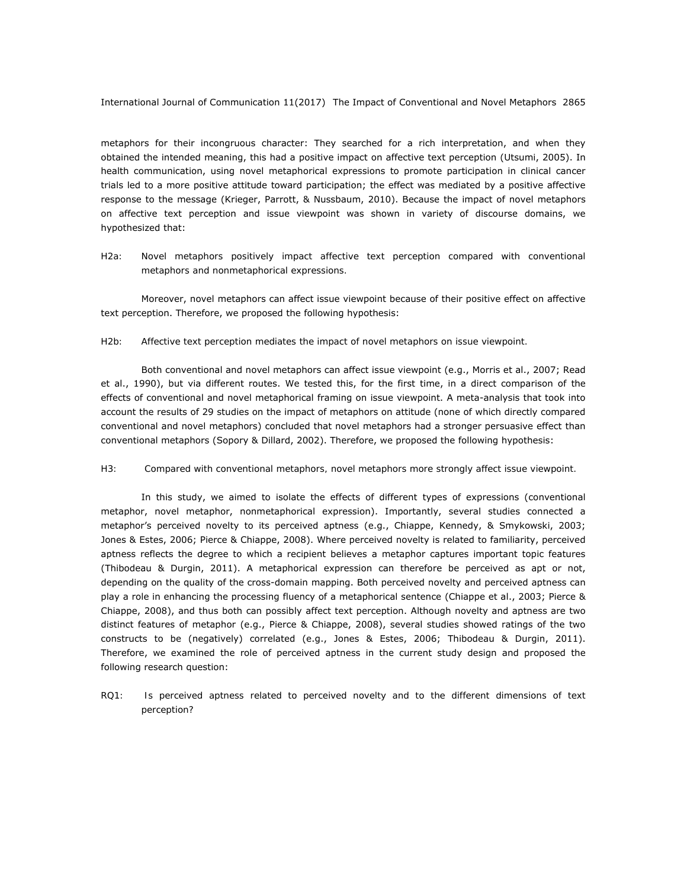metaphors for their incongruous character: They searched for a rich interpretation, and when they obtained the intended meaning, this had a positive impact on affective text perception (Utsumi, 2005). In health communication, using novel metaphorical expressions to promote participation in clinical cancer trials led to a more positive attitude toward participation; the effect was mediated by a positive affective response to the message (Krieger, Parrott, & Nussbaum, 2010). Because the impact of novel metaphors on affective text perception and issue viewpoint was shown in variety of discourse domains, we hypothesized that:

H2a: Novel metaphors positively impact affective text perception compared with conventional metaphors and nonmetaphorical expressions.

Moreover, novel metaphors can affect issue viewpoint because of their positive effect on affective text perception. Therefore, we proposed the following hypothesis:

H2b: Affective text perception mediates the impact of novel metaphors on issue viewpoint.

Both conventional and novel metaphors can affect issue viewpoint (e.g., Morris et al., 2007; Read et al., 1990), but via different routes. We tested this, for the first time, in a direct comparison of the effects of conventional and novel metaphorical framing on issue viewpoint. A meta-analysis that took into account the results of 29 studies on the impact of metaphors on attitude (none of which directly compared conventional and novel metaphors) concluded that novel metaphors had a stronger persuasive effect than conventional metaphors (Sopory & Dillard, 2002). Therefore, we proposed the following hypothesis:

H3: Compared with conventional metaphors, novel metaphors more strongly affect issue viewpoint.

In this study, we aimed to isolate the effects of different types of expressions (conventional metaphor, novel metaphor, nonmetaphorical expression). Importantly, several studies connected a metaphor's perceived novelty to its perceived aptness (e.g., Chiappe, Kennedy, & Smykowski, 2003; Jones & Estes, 2006; Pierce & Chiappe, 2008). Where perceived novelty is related to familiarity, perceived aptness reflects the degree to which a recipient believes a metaphor captures important topic features (Thibodeau & Durgin, 2011). A metaphorical expression can therefore be perceived as apt or not, depending on the quality of the cross-domain mapping. Both perceived novelty and perceived aptness can play a role in enhancing the processing fluency of a metaphorical sentence (Chiappe et al., 2003; Pierce & Chiappe, 2008), and thus both can possibly affect text perception. Although novelty and aptness are two distinct features of metaphor (e.g., Pierce & Chiappe, 2008), several studies showed ratings of the two constructs to be (negatively) correlated (e.g., Jones & Estes, 2006; Thibodeau & Durgin, 2011). Therefore, we examined the role of perceived aptness in the current study design and proposed the following research question:

RQ1: Is perceived aptness related to perceived novelty and to the different dimensions of text perception?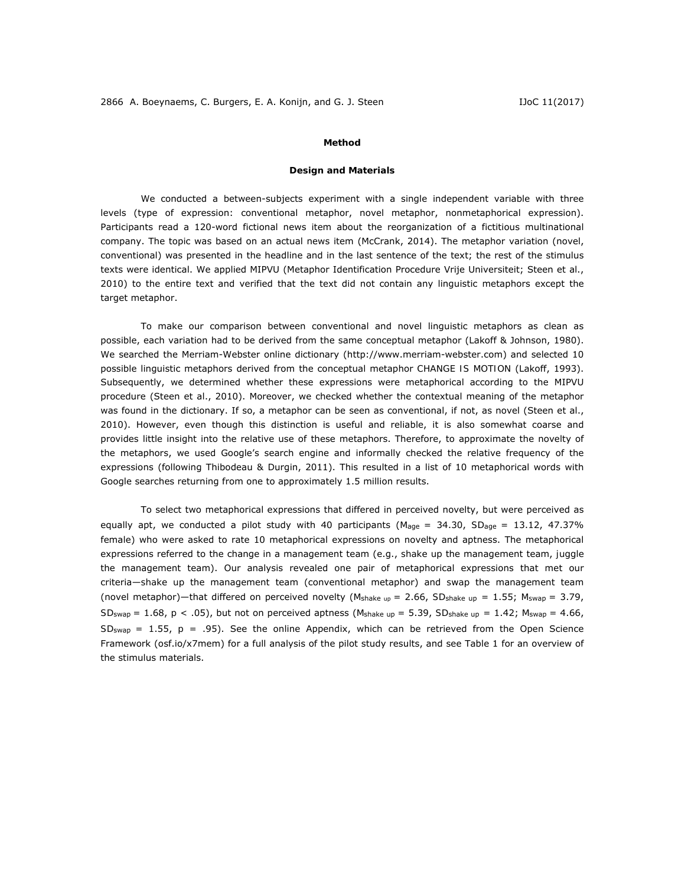## Method

### Design and Materials

We conducted a between-subjects experiment with a single independent variable with three levels (type of expression: conventional metaphor, novel metaphor, nonmetaphorical expression). Participants read a 120-word fictional news item about the reorganization of a fictitious multinational company. The topic was based on an actual news item (McCrank, 2014). The metaphor variation (novel, conventional) was presented in the headline and in the last sentence of the text; the rest of the stimulus texts were identical. We applied MIPVU (Metaphor Identification Procedure Vrije Universiteit; Steen et al., 2010) to the entire text and verified that the text did not contain any linguistic metaphors except the target metaphor.

To make our comparison between conventional and novel linguistic metaphors as clean as possible, each variation had to be derived from the same conceptual metaphor (Lakoff & Johnson, 1980). We searched the Merriam-Webster online dictionary (http://www.merriam-webster.com) and selected 10 possible linguistic metaphors derived from the conceptual metaphor CHANGE IS MOTION (Lakoff, 1993). Subsequently, we determined whether these expressions were metaphorical according to the MIPVU procedure (Steen et al., 2010). Moreover, we checked whether the contextual meaning of the metaphor was found in the dictionary. If so, a metaphor can be seen as conventional, if not, as novel (Steen et al., 2010). However, even though this distinction is useful and reliable, it is also somewhat coarse and provides little insight into the relative use of these metaphors. Therefore, to approximate the novelty of the metaphors, we used Google's search engine and informally checked the relative frequency of the expressions (following Thibodeau & Durgin, 2011). This resulted in a list of 10 metaphorical words with Google searches returning from one to approximately 1.5 million results.

To select two metaphorical expressions that differed in perceived novelty, but were perceived as equally apt, we conducted a pilot study with 40 participants ($M_{age}$ = 34.30, $SD_{age}$ = 13.12, 47.37% female) who were asked to rate 10 metaphorical expressions on novelty and aptness. The metaphorical expressions referred to the change in a management team (e.g., *shake up the management team*, *juggle the management team*). Our analysis revealed one pair of metaphorical expressions that met our criteria—*shake up the management team* (conventional metaphor) and *swap the management team* (novel metaphor)—that differed on perceived novelty ($M_{shake\ up}$ = 2.66, $SD_{shake\ up}$ = 1.55; $M_{swap}$ = 3.79, $SD_{swap}$ = 1.68, $p < .05$), but not on perceived aptness ($M_{shake\ up}$ = 5.39, $SD_{shake\ up}$ = 1.42; $M_{swap}$ = 4.66, $SD_{swap}$ = 1.55, $p = .95$). See the online Appendix, which can be retrieved from the Open Science Framework (osf.io/x7mem) for a full analysis of the pilot study results, and see Table 1 for an overview of the stimulus materials.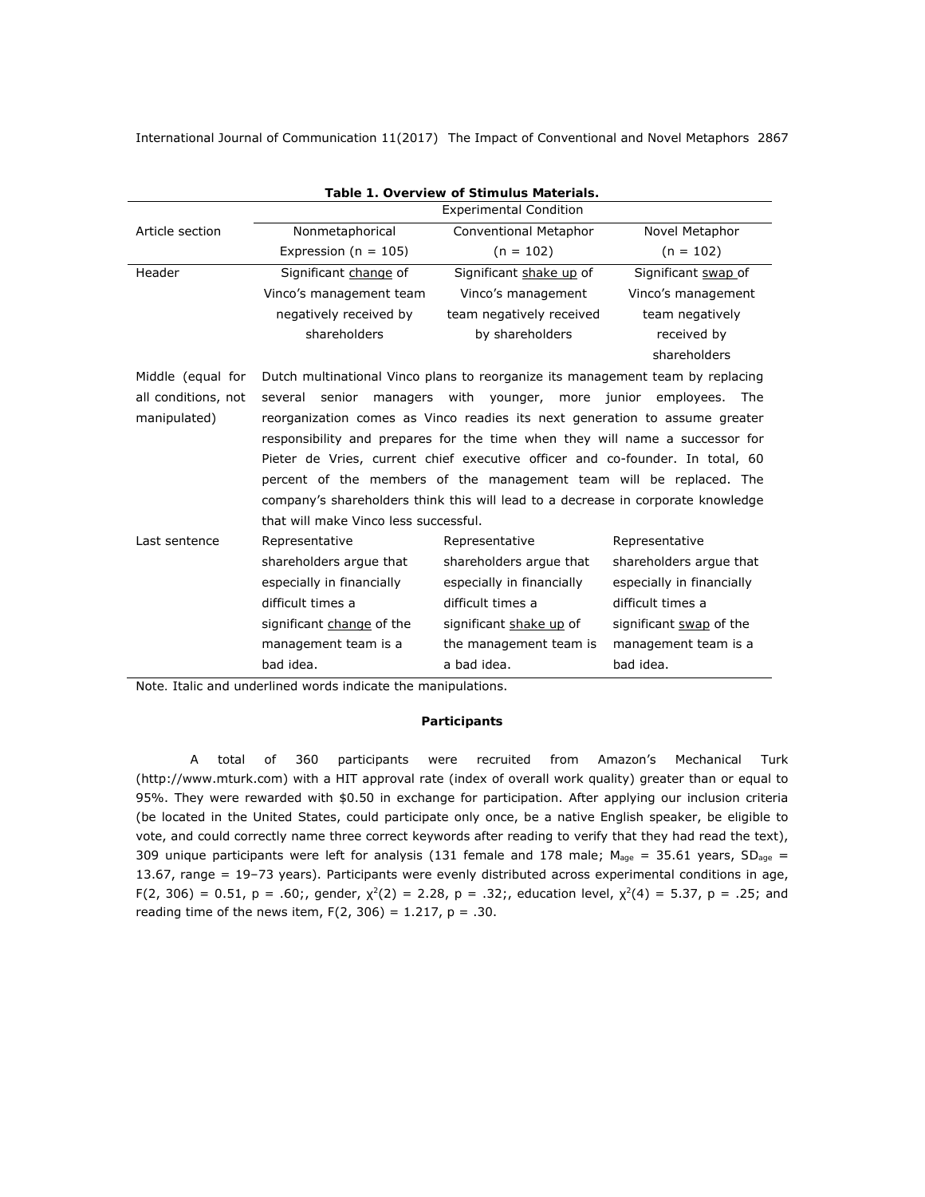**Table 1. Overview of Stimulus Materials.**

| Article section | Experimental Condition | | |
|---|---|---|---|
| | Nonmetaphorical Expression (n = 105) | Conventional Metaphor (n = 102) | Novel Metaphor (n = 102) |
| Header | Significant <u>change</u> of Vinco's management team negatively received by shareholders | Significant <u>shake up</u> of Vinco's management team negatively received by shareholders | Significant <u>swap</u> of Vinco's management team negatively received by shareholders |
| Middle (equal for all conditions, not manipulated) | Dutch multinational Vinco plans to reorganize its management team by replacing several senior managers with younger, more junior employees. The reorganization comes as Vinco readies its next generation to assume greater responsibility and prepares for the time when they will name a successor for Pieter de Vries, current chief executive officer and co-founder. In total, 60 percent of the members of the management team will be replaced. The company's shareholders think this will lead to a decrease in corporate knowledge that will make Vinco less successful. | | |
| Last sentence | Representative shareholders argue that especially in financially difficult times a significant <u>change</u> of the management team is a bad idea. | Representative shareholders argue that especially in financially difficult times a significant <u>shake up</u> of the management team is a bad idea. | Representative shareholders argue that especially in financially difficult times a significant <u>swap</u> of the management team is a bad idea. |

Note. Italic and underlined words indicate the manipulations.

### Participants

A total of 360 participants were recruited from Amazon's Mechanical Turk (http://www.mturk.com) with a HIT approval rate (index of overall work quality) greater than or equal to 95%. They were rewarded with $0.50 in exchange for participation. After applying our inclusion criteria (be located in the United States, could participate only once, be a native English speaker, be eligible to vote, and could correctly name three correct keywords after reading to verify that they had read the text), 309 unique participants were left for analysis (131 female and 178 male; $M_{age}$ = 35.61 years, $SD_{age}$ = 13.67, range = 19–73 years). Participants were evenly distributed across experimental conditions in age, $F(2, 306) = 0.51$, $p = .60$;, gender, $\chi^2(2) = 2.28$, $p = .32$;, education level, $\chi^2(4) = 5.37$, $p = .25$; and reading time of the news item, $F(2, 306) = 1.217$, $p = .30$.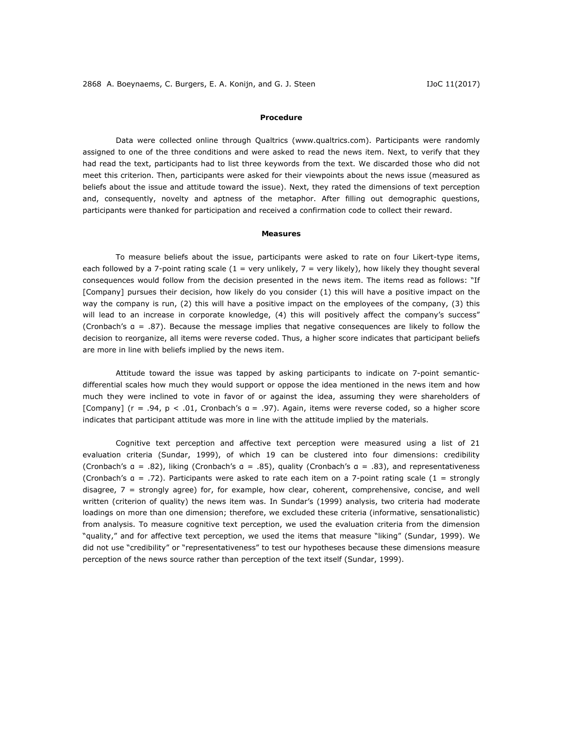### Procedure

Data were collected online through Qualtrics (www.qualtrics.com). Participants were randomly assigned to one of the three conditions and were asked to read the news item. Next, to verify that they had read the text, participants had to list three keywords from the text. We discarded those who did not meet this criterion. Then, participants were asked for their viewpoints about the news issue (measured as beliefs about the issue and attitude toward the issue). Next, they rated the dimensions of text perception and, consequently, novelty and aptness of the metaphor. After filling out demographic questions, participants were thanked for participation and received a confirmation code to collect their reward.

### Measures

To measure beliefs about the issue, participants were asked to rate on four Likert-type items, each followed by a 7-point rating scale (1 = very unlikely, 7 = very likely), how likely they thought several consequences would follow from the decision presented in the news item. The items read as follows: "If [Company] pursues their decision, how likely do you consider (1) this will have a positive impact on the way the company is run, (2) this will have a positive impact on the employees of the company, (3) this will lead to an increase in corporate knowledge, (4) this will positively affect the company's success" (Cronbach's $\alpha = .87$). Because the message implies that negative consequences are likely to follow the decision to reorganize, all items were reverse coded. Thus, a higher score indicates that participant beliefs are more in line with beliefs implied by the news item.

Attitude toward the issue was tapped by asking participants to indicate on 7-point semantic-differential scales how much they would support or oppose the idea mentioned in the news item and how much they were inclined to vote in favor of or against the idea, assuming they were shareholders of [Company] ($r = .94$, $p < .01$, Cronbach's $\alpha = .97$). Again, items were reverse coded, so a higher score indicates that participant attitude was more in line with the attitude implied by the materials.

Cognitive text perception and affective text perception were measured using a list of 21 evaluation criteria (Sundar, 1999), of which 19 can be clustered into four dimensions: credibility (Cronbach's $\alpha = .82$), liking (Cronbach's $\alpha = .85$), quality (Cronbach's $\alpha = .83$), and representativeness (Cronbach's $\alpha = .72$). Participants were asked to rate each item on a 7-point rating scale (1 = strongly disagree, 7 = strongly agree) for, for example, how clear, coherent, comprehensive, concise, and well written (criterion of quality) the news item was. In Sundar's (1999) analysis, two criteria had moderate loadings on more than one dimension; therefore, we excluded these criteria (informative, sensationalistic) from analysis. To measure cognitive text perception, we used the evaluation criteria from the dimension "quality," and for affective text perception, we used the items that measure "liking" (Sundar, 1999). We did not use "credibility" or "representativeness" to test our hypotheses because these dimensions measure perception of the news source rather than perception of the text itself (Sundar, 1999).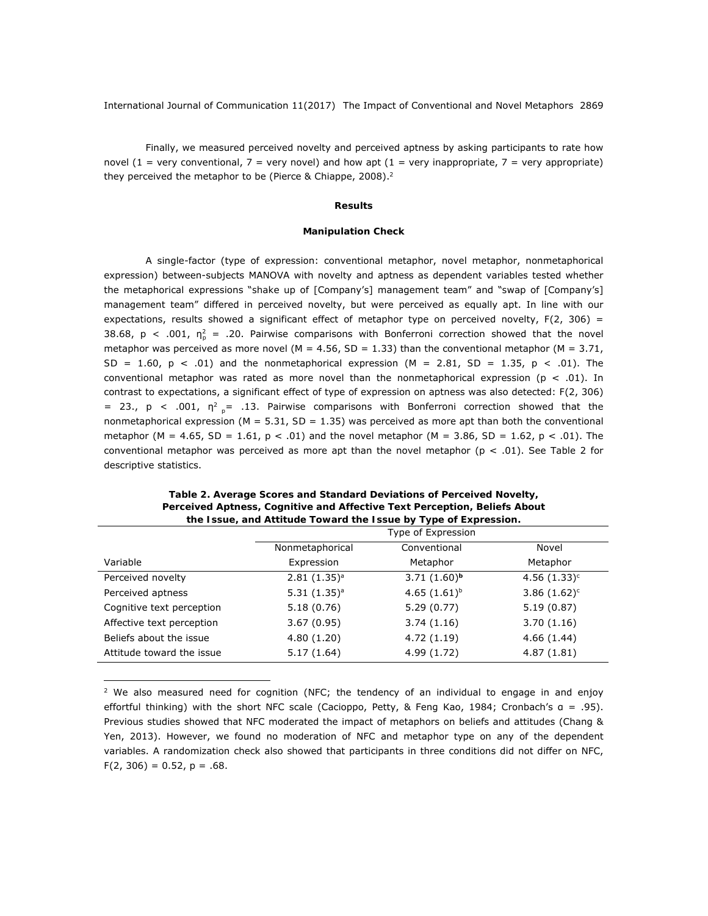Finally, we measured perceived novelty and perceived aptness by asking participants to rate how novel (1 = very conventional, 7 = very novel) and how apt (1 = very inappropriate, 7 = very appropriate) they perceived the metaphor to be (Pierce & Chiappe, 2008).[2]

## Results

### Manipulation Check

A single-factor (type of expression: conventional metaphor, novel metaphor, nonmetaphorical expression) between-subjects MANOVA with novelty and aptness as dependent variables tested whether the metaphorical expressions "shake up of [Company's] management team" and "swap of [Company's] management team" differed in perceived novelty, but were perceived as equally apt. In line with our expectations, results showed a significant effect of metaphor type on perceived novelty, $F(2, 306) = 38.68$, $p < .001$, $\eta_p^2 = .20$. Pairwise comparisons with Bonferroni correction showed that the novel metaphor was perceived as more novel ($M = 4.56$, $SD = 1.33$) than the conventional metaphor ($M = 3.71$, $SD = 1.60$, $p < .01$) and the nonmetaphorical expression ($M = 2.81$, $SD = 1.35$, $p < .01$). The conventional metaphor was rated as more novel than the nonmetaphorical expression ($p < .01$). In contrast to expectations, a significant effect of type of expression on aptness was also detected: $F(2, 306) = 23.$, $p < .001$, $\eta^2_p = .13$. Pairwise comparisons with Bonferroni correction showed that the nonmetaphorical expression ($M = 5.31$, $SD = 1.35$) was perceived as more apt than both the conventional metaphor ($M = 4.65$, $SD = 1.61$, $p < .01$) and the novel metaphor ($M = 3.86$, $SD = 1.62$, $p < .01$). The conventional metaphor was perceived as more apt than the novel metaphor ($p < .01$). See Table 2 for descriptive statistics.

**Table 2. Average Scores and Standard Deviations of Perceived Novelty, Perceived Aptness, Cognitive and Affective Text Perception, Beliefs About the Issue, and Attitude Toward the Issue by Type of Expression.**

| | Type of Expression | | |
|---|---|---|---|
| Variable | Nonmetaphorical Expression | Conventional Metaphor | Novel Metaphor |
| Perceived novelty | 2.81 (1.35)[a] | 3.71 (1.60)[b] | 4.56 (1.33)[c] |
| Perceived aptness | 5.31 (1.35)[a] | 4.65 (1.61)[b] | 3.86 (1.62)[c] |
| Cognitive text perception | 5.18 (0.76) | 5.29 (0.77) | 5.19 (0.87) |
| Affective text perception | 3.67 (0.95) | 3.74 (1.16) | 3.70 (1.16) |
| Beliefs about the issue | 4.80 (1.20) | 4.72 (1.19) | 4.66 (1.44) |
| Attitude toward the issue | 5.17 (1.64) | 4.99 (1.72) | 4.87 (1.81) |

[2] We also measured need for cognition (NFC; the tendency of an individual to engage in and enjoy effortful thinking) with the short NFC scale (Cacioppo, Petty, & Feng Kao, 1984; Cronbach's α = .95). Previous studies showed that NFC moderated the impact of metaphors on beliefs and attitudes (Chang & Yen, 2013). However, we found no moderation of NFC and metaphor type on any of the dependent variables. A randomization check also showed that participants in three conditions did not differ on NFC, $F(2, 306) = 0.52$, $p = .68$.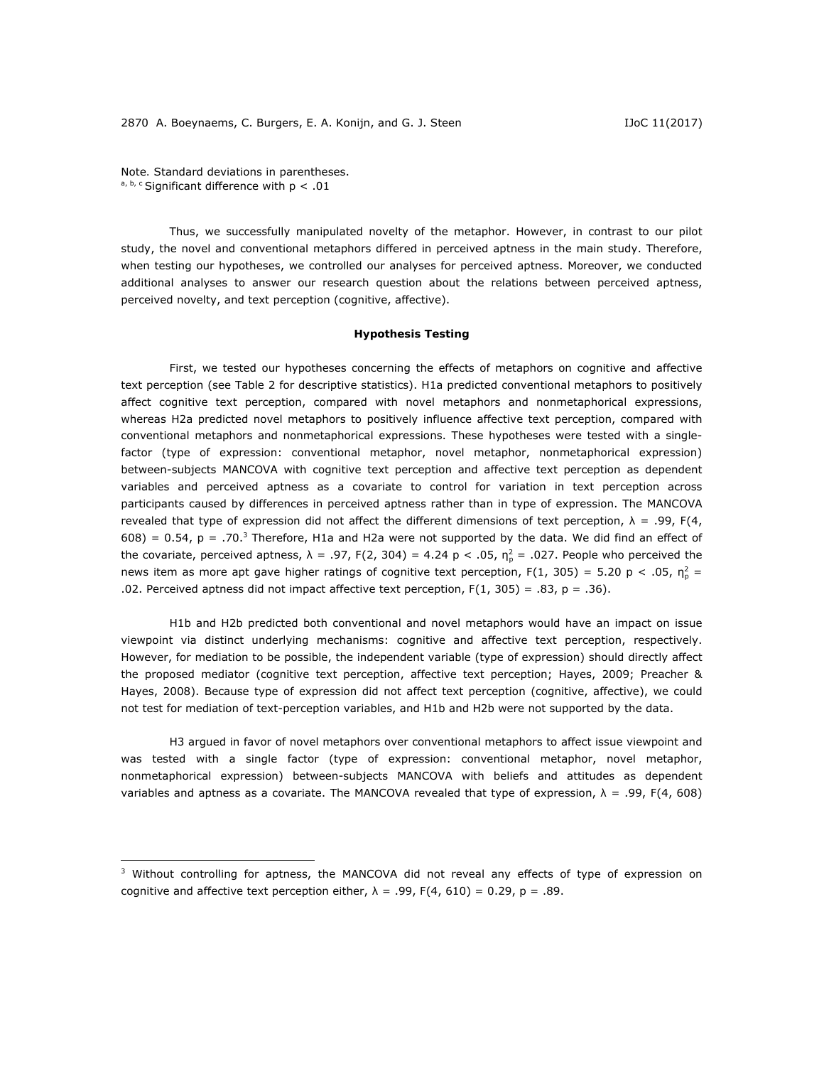Note. Standard deviations in parentheses.
[a, b, c] Significant difference with $p < .01$

Thus, we successfully manipulated novelty of the metaphor. However, in contrast to our pilot study, the novel and conventional metaphors differed in perceived aptness in the main study. Therefore, when testing our hypotheses, we controlled our analyses for perceived aptness. Moreover, we conducted additional analyses to answer our research question about the relations between perceived aptness, perceived novelty, and text perception (cognitive, affective).

### Hypothesis Testing

First, we tested our hypotheses concerning the effects of metaphors on cognitive and affective text perception (see Table 2 for descriptive statistics). H1a predicted conventional metaphors to positively affect cognitive text perception, compared with novel metaphors and nonmetaphorical expressions, whereas H2a predicted novel metaphors to positively influence affective text perception, compared with conventional metaphors and nonmetaphorical expressions. These hypotheses were tested with a single-factor (type of expression: conventional metaphor, novel metaphor, nonmetaphorical expression) between-subjects MANCOVA with cognitive text perception and affective text perception as dependent variables and perceived aptness as a covariate to control for variation in text perception across participants caused by differences in perceived aptness rather than in type of expression. The MANCOVA revealed that type of expression did not affect the different dimensions of text perception, $\lambda = .99$, $F(4, 608) = 0.54$, $p = .70$.[3] Therefore, H1a and H2a were not supported by the data. We did find an effect of the covariate, perceived aptness, $\lambda = .97$, $F(2, 304) = 4.24$ $p < .05$, $\eta_p^2 = .027$. People who perceived the news item as more apt gave higher ratings of cognitive text perception, $F(1, 305) = 5.20$ $p < .05$, $\eta_p^2 = .02$. Perceived aptness did not impact affective text perception, $F(1, 305) = .83$, $p = .36$).

H1b and H2b predicted both conventional and novel metaphors would have an impact on issue viewpoint via distinct underlying mechanisms: cognitive and affective text perception, respectively. However, for mediation to be possible, the independent variable (type of expression) should directly affect the proposed mediator (cognitive text perception, affective text perception; Hayes, 2009; Preacher & Hayes, 2008). Because type of expression did not affect text perception (cognitive, affective), we could not test for mediation of text-perception variables, and H1b and H2b were not supported by the data.

H3 argued in favor of novel metaphors over conventional metaphors to affect issue viewpoint and was tested with a single factor (type of expression: conventional metaphor, novel metaphor, nonmetaphorical expression) between-subjects MANCOVA with beliefs and attitudes as dependent variables and aptness as a covariate. The MANCOVA revealed that type of expression, $\lambda = .99$, $F(4, 608)$

---

[3] Without controlling for aptness, the MANCOVA did not reveal any effects of type of expression on cognitive and affective text perception either, $\lambda = .99$, $F(4, 610) = 0.29$, $p = .89$.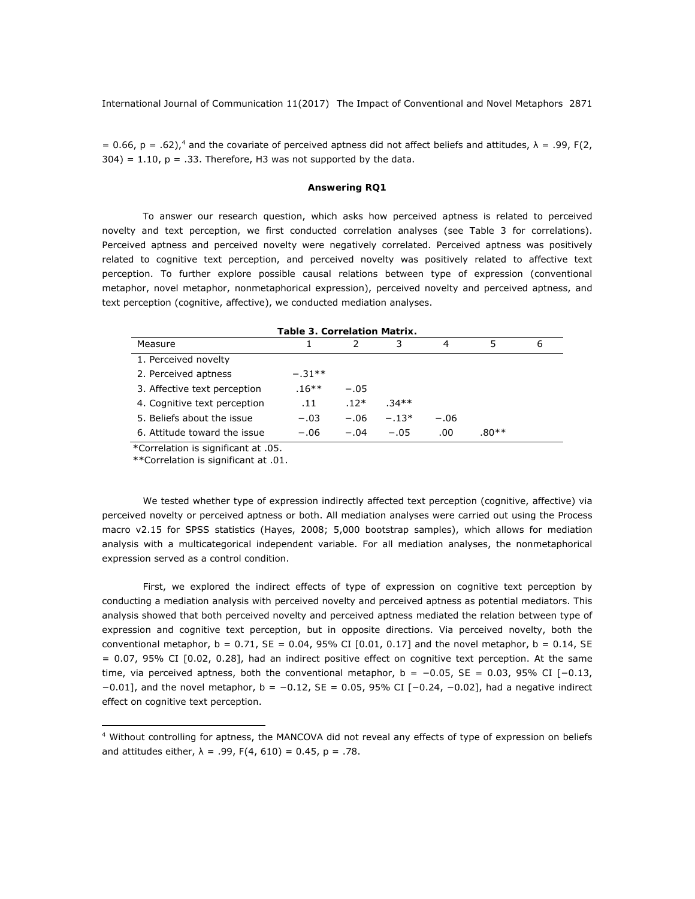= 0.66, $p = .62$),[4] and the covariate of perceived aptness did not affect beliefs and attitudes, $\lambda = .99$, $F(2, 304) = 1.10$, $p = .33$. Therefore, H3 was not supported by the data.

### Answering RQ1

To answer our research question, which asks how perceived aptness is related to perceived novelty and text perception, we first conducted correlation analyses (see Table 3 for correlations). Perceived aptness and perceived novelty were negatively correlated. Perceived aptness was positively related to cognitive text perception, and perceived novelty was positively related to affective text perception. To further explore possible causal relations between type of expression (conventional metaphor, novel metaphor, nonmetaphorical expression), perceived novelty and perceived aptness, and text perception (cognitive, affective), we conducted mediation analyses.

**Table 3. Correlation Matrix.**

| Measure | 1 | 2 | 3 | 4 | 5 | 6 |
|---|---|---|---|---|---|---|
| 1. Perceived novelty | | | | | | |
| 2. Perceived aptness | −.31** | | | | | |
| 3. Affective text perception | .16** | −.05 | | | | |
| 4. Cognitive text perception | .11 | .12* | .34** | | | |
| 5. Beliefs about the issue | −.03 | −.06 | −.13* | −.06 | | |
| 6. Attitude toward the issue | −.06 | −.04 | −.05 | .00 | .80** | |

*Correlation is significant at .05.
**Correlation is significant at .01.

We tested whether type of expression indirectly affected text perception (cognitive, affective) via perceived novelty or perceived aptness or both. All mediation analyses were carried out using the Process macro v2.15 for SPSS statistics (Hayes, 2008; 5,000 bootstrap samples), which allows for mediation analysis with a multicategorical independent variable. For all mediation analyses, the nonmetaphorical expression served as a control condition.

First, we explored the indirect effects of type of expression on cognitive text perception by conducting a mediation analysis with perceived novelty and perceived aptness as potential mediators. This analysis showed that both perceived novelty and perceived aptness mediated the relation between type of expression and cognitive text perception, but in opposite directions. Via perceived novelty, both the conventional metaphor, $b = 0.71$, $SE = 0.04$, 95% CI [0.01, 0.17] and the novel metaphor, $b = 0.14$, $SE = 0.07$, 95% CI [0.02, 0.28], had an indirect positive effect on cognitive text perception. At the same time, via perceived aptness, both the conventional metaphor, $b = -0.05$, $SE = 0.03$, 95% CI [−0.13, −0.01], and the novel metaphor, $b = -0.12$, $SE = 0.05$, 95% CI [−0.24, −0.02], had a negative indirect effect on cognitive text perception.

[4] Without controlling for aptness, the MANCOVA did not reveal any effects of type of expression on beliefs and attitudes either, $\lambda = .99$, $F(4, 610) = 0.45$, $p = .78$.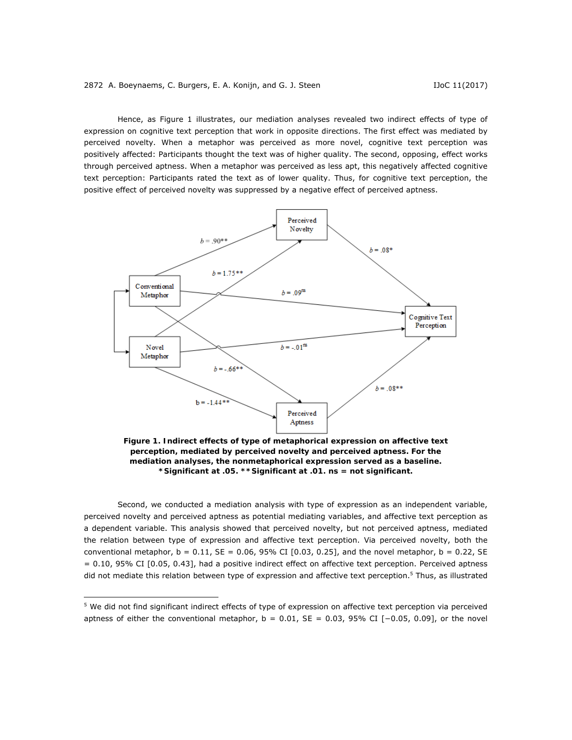Hence, as Figure 1 illustrates, our mediation analyses revealed two indirect effects of type of expression on cognitive text perception that work in opposite directions. The first effect was mediated by perceived novelty. When a metaphor was perceived as more novel, cognitive text perception was positively affected: Participants thought the text was of higher quality. The second, opposing, effect works through perceived aptness. When a metaphor was perceived as less apt, this negatively affected cognitive text perception: Participants rated the text as of lower quality. Thus, for cognitive text perception, the positive effect of perceived novelty was suppressed by a negative effect of perceived aptness.

**Figure 1. Indirect effects of type of metaphorical expression on affective text perception, mediated by perceived novelty and perceived aptness. For the mediation analyses, the nonmetaphorical expression served as a baseline. \*Significant at .05. \*\*Significant at .01. ns = not significant.**

Second, we conducted a mediation analysis with type of expression as an independent variable, perceived novelty and perceived aptness as potential mediating variables, and affective text perception as a dependent variable. This analysis showed that perceived novelty, but not perceived aptness, mediated the relation between type of expression and affective text perception. Via perceived novelty, both the conventional metaphor, b = 0.11, SE = 0.06, 95% CI [0.03, 0.25], and the novel metaphor, b = 0.22, SE = 0.10, 95% CI [0.05, 0.43], had a positive indirect effect on affective text perception. Perceived aptness did not mediate this relation between type of expression and affective text perception.[5] Thus, as illustrated

[5] We did not find significant indirect effects of type of expression on affective text perception via perceived aptness of either the conventional metaphor, b = 0.01, SE = 0.03, 95% CI [−0.05, 0.09], or the novel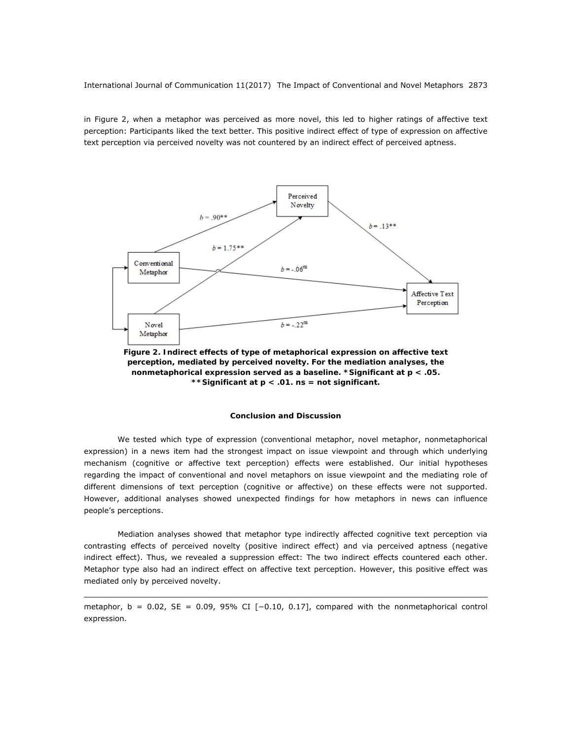in Figure 2, when a metaphor was perceived as more novel, this led to higher ratings of affective text perception: Participants liked the text better. This positive indirect effect of type of expression on affective text perception via perceived novelty was not countered by an indirect effect of perceived aptness.

**Figure 2. Indirect effects of type of metaphorical expression on affective text perception, mediated by perceived novelty. For the mediation analyses, the nonmetaphorical expression served as a baseline. *Significant at p < .05. **Significant at p < .01. ns = not significant.**

### Conclusion and Discussion

We tested which type of expression (conventional metaphor, novel metaphor, nonmetaphorical expression) in a news item had the strongest impact on issue viewpoint and through which underlying mechanism (cognitive or affective text perception) effects were established. Our initial hypotheses regarding the impact of conventional and novel metaphors on issue viewpoint and the mediating role of different dimensions of text perception (cognitive or affective) on these effects were not supported. However, additional analyses showed unexpected findings for how metaphors in news can influence people's perceptions.

Mediation analyses showed that metaphor type indirectly affected cognitive text perception via contrasting effects of perceived novelty (positive indirect effect) and via perceived aptness (negative indirect effect). Thus, we revealed a suppression effect: The two indirect effects countered each other. Metaphor type also had an indirect effect on affective text perception. However, this positive effect was mediated only by perceived novelty.

---

metaphor, $b = 0.02$, $SE = 0.09$, 95% CI [−0.10, 0.17], compared with the nonmetaphorical control expression.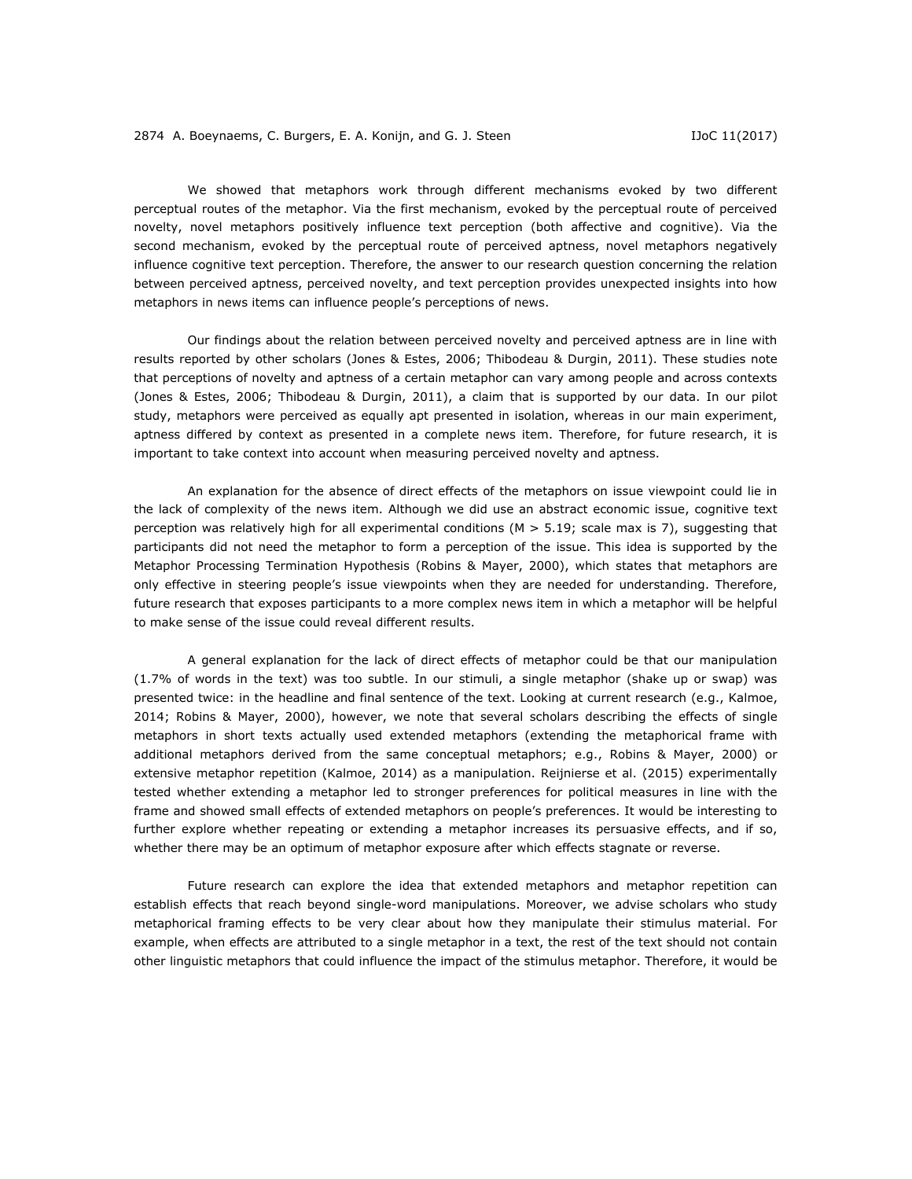We showed that metaphors work through different mechanisms evoked by two different perceptual routes of the metaphor. Via the first mechanism, evoked by the perceptual route of perceived novelty, novel metaphors positively influence text perception (both affective and cognitive). Via the second mechanism, evoked by the perceptual route of perceived aptness, novel metaphors negatively influence cognitive text perception. Therefore, the answer to our research question concerning the relation between perceived aptness, perceived novelty, and text perception provides unexpected insights into how metaphors in news items can influence people's perceptions of news.

Our findings about the relation between perceived novelty and perceived aptness are in line with results reported by other scholars (Jones & Estes, 2006; Thibodeau & Durgin, 2011). These studies note that perceptions of novelty and aptness of a certain metaphor can vary among people and across contexts (Jones & Estes, 2006; Thibodeau & Durgin, 2011), a claim that is supported by our data. In our pilot study, metaphors were perceived as equally apt presented in isolation, whereas in our main experiment, aptness differed by context as presented in a complete news item. Therefore, for future research, it is important to take context into account when measuring perceived novelty and aptness.

An explanation for the absence of direct effects of the metaphors on issue viewpoint could lie in the lack of complexity of the news item. Although we did use an abstract economic issue, cognitive text perception was relatively high for all experimental conditions ($M > 5.19$; scale max is 7), suggesting that participants did not need the metaphor to form a perception of the issue. This idea is supported by the Metaphor Processing Termination Hypothesis (Robins & Mayer, 2000), which states that metaphors are only effective in steering people's issue viewpoints when they are needed for understanding. Therefore, future research that exposes participants to a more complex news item in which a metaphor will be helpful to make sense of the issue could reveal different results.

A general explanation for the lack of direct effects of metaphor could be that our manipulation (1.7% of words in the text) was too subtle. In our stimuli, a single metaphor (shake up or swap) was presented twice: in the headline and final sentence of the text. Looking at current research (e.g., Kalmoe, 2014; Robins & Mayer, 2000), however, we note that several scholars describing the effects of single metaphors in short texts actually used extended metaphors (extending the metaphorical frame with additional metaphors derived from the same conceptual metaphors; e.g., Robins & Mayer, 2000) or extensive metaphor repetition (Kalmoe, 2014) as a manipulation. Reijnierse et al. (2015) experimentally tested whether extending a metaphor led to stronger preferences for political measures in line with the frame and showed small effects of extended metaphors on people's preferences. It would be interesting to further explore whether repeating or extending a metaphor increases its persuasive effects, and if so, whether there may be an optimum of metaphor exposure after which effects stagnate or reverse.

Future research can explore the idea that extended metaphors and metaphor repetition can establish effects that reach beyond single-word manipulations. Moreover, we advise scholars who study metaphorical framing effects to be very clear about how they manipulate their stimulus material. For example, when effects are attributed to a single metaphor in a text, the rest of the text should not contain other linguistic metaphors that could influence the impact of the stimulus metaphor. Therefore, it would be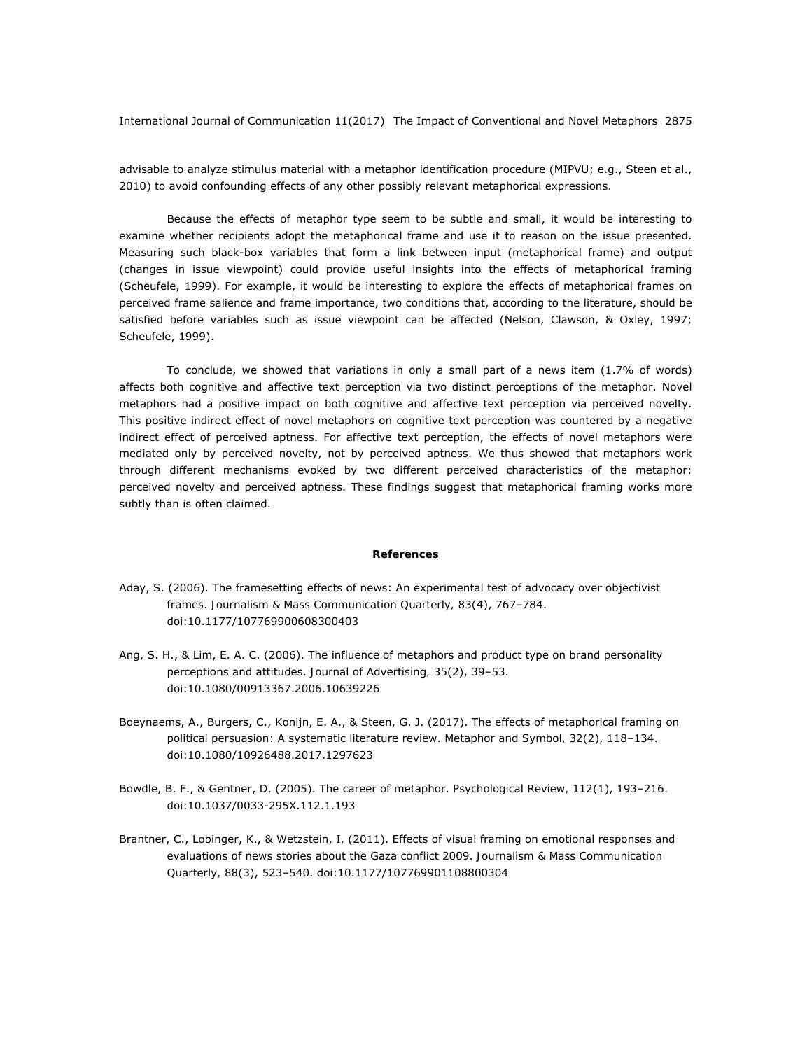advisable to analyze stimulus material with a metaphor identification procedure (MIPVU; e.g., Steen et al., 2010) to avoid confounding effects of any other possibly relevant metaphorical expressions.

Because the effects of metaphor type seem to be subtle and small, it would be interesting to examine whether recipients adopt the metaphorical frame and use it to reason on the issue presented. Measuring such black-box variables that form a link between input (metaphorical frame) and output (changes in issue viewpoint) could provide useful insights into the effects of metaphorical framing (Scheufele, 1999). For example, it would be interesting to explore the effects of metaphorical frames on perceived frame salience and frame importance, two conditions that, according to the literature, should be satisfied before variables such as issue viewpoint can be affected (Nelson, Clawson, & Oxley, 1997; Scheufele, 1999).

To conclude, we showed that variations in only a small part of a news item (1.7% of words) affects both cognitive and affective text perception via two distinct perceptions of the metaphor. Novel metaphors had a positive impact on both cognitive and affective text perception via perceived novelty. This positive indirect effect of novel metaphors on cognitive text perception was countered by a negative indirect effect of perceived aptness. For affective text perception, the effects of novel metaphors were mediated only by perceived novelty, not by perceived aptness. We thus showed that metaphors work through different mechanisms evoked by two different perceived characteristics of the metaphor: perceived novelty and perceived aptness. These findings suggest that metaphorical framing works more subtly than is often claimed.

## References

Aday, S. (2006). The framesetting effects of news: An experimental test of advocacy over objectivist frames. *Journalism & Mass Communication Quarterly, 83*(4), 767–784. doi:10.1177/107769900608300403

Ang, S. H., & Lim, E. A. C. (2006). The influence of metaphors and product type on brand personality perceptions and attitudes. *Journal of Advertising, 35*(2), 39–53. doi:10.1080/00913367.2006.10639226

Boeynaems, A., Burgers, C., Konijn, E. A., & Steen, G. J. (2017). The effects of metaphorical framing on political persuasion: A systematic literature review. *Metaphor and Symbol, 32*(2), 118–134. doi:10.1080/10926488.2017.1297623

Bowdle, B. F., & Gentner, D. (2005). The career of metaphor. *Psychological Review, 112*(1), 193–216. doi:10.1037/0033-295X.112.1.193

Brantner, C., Lobinger, K., & Wetzstein, I. (2011). Effects of visual framing on emotional responses and evaluations of news stories about the Gaza conflict 2009. *Journalism & Mass Communication Quarterly, 88*(3), 523–540. doi:10.1177/107769901108800304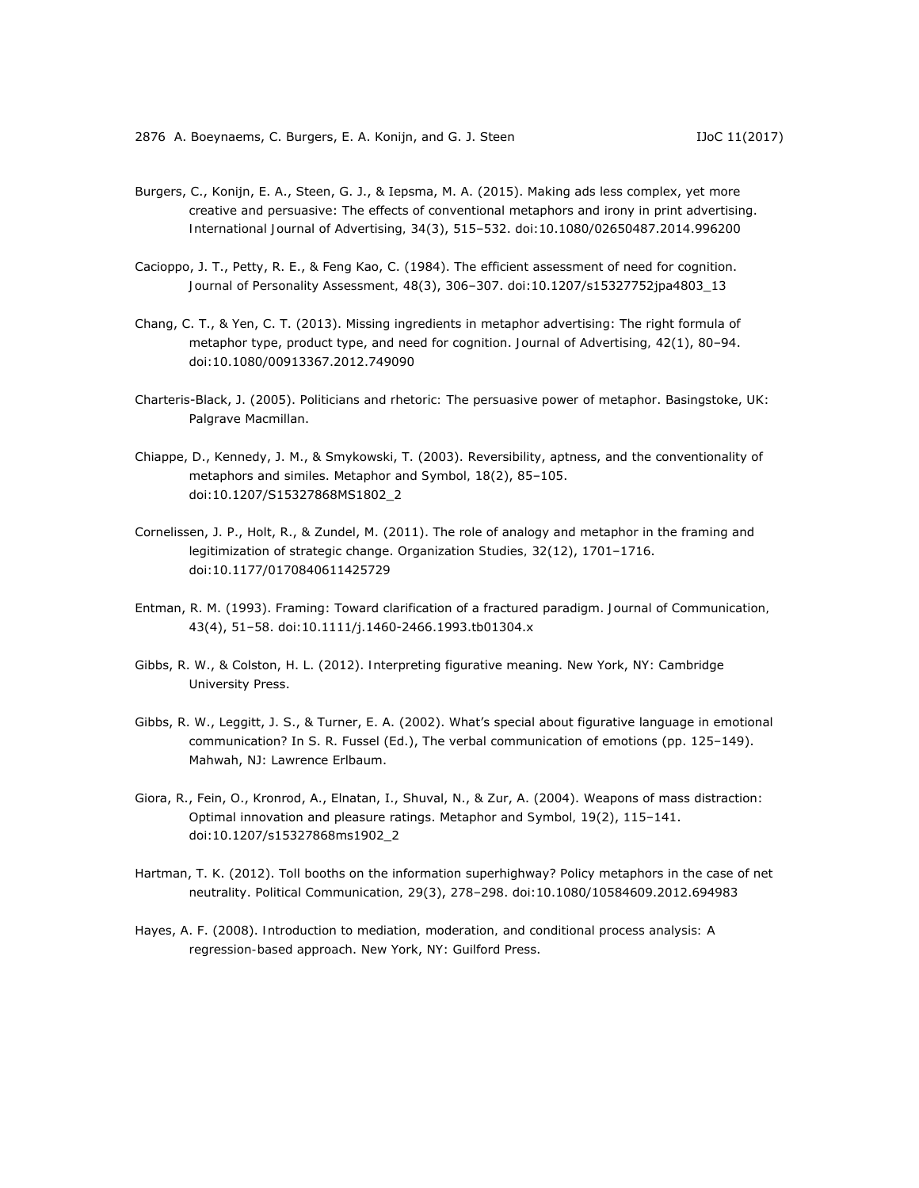Burgers, C., Konijn, E. A., Steen, G. J., & Iepsma, M. A. (2015). Making ads less complex, yet more creative and persuasive: The effects of conventional metaphors and irony in print advertising. *International Journal of Advertising, 34*(3), 515–532. doi:10.1080/02650487.2014.996200

Cacioppo, J. T., Petty, R. E., & Feng Kao, C. (1984). The efficient assessment of need for cognition. *Journal of Personality Assessment, 48*(3), 306–307. doi:10.1207/s15327752jpa4803_13

Chang, C. T., & Yen, C. T. (2013). Missing ingredients in metaphor advertising: The right formula of metaphor type, product type, and need for cognition. *Journal of Advertising, 42*(1), 80–94. doi:10.1080/00913367.2012.749090

Charteris-Black, J. (2005). *Politicians and rhetoric: The persuasive power of metaphor*. Basingstoke, UK: Palgrave Macmillan.

Chiappe, D., Kennedy, J. M., & Smykowski, T. (2003). Reversibility, aptness, and the conventionality of metaphors and similes. *Metaphor and Symbol, 18*(2), 85–105. doi:10.1207/S15327868MS1802_2

Cornelissen, J. P., Holt, R., & Zundel, M. (2011). The role of analogy and metaphor in the framing and legitimization of strategic change. *Organization Studies, 32*(12), 1701–1716. doi:10.1177/0170840611425729

Entman, R. M. (1993). Framing: Toward clarification of a fractured paradigm. *Journal of Communication, 43*(4), 51–58. doi:10.1111/j.1460-2466.1993.tb01304.x

Gibbs, R. W., & Colston, H. L. (2012). *Interpreting figurative meaning*. New York, NY: Cambridge University Press.

Gibbs, R. W., Leggitt, J. S., & Turner, E. A. (2002). What's special about figurative language in emotional communication? In S. R. Fussel (Ed.), *The verbal communication of emotions* (pp. 125–149). Mahwah, NJ: Lawrence Erlbaum.

Giora, R., Fein, O., Kronrod, A., Elnatan, I., Shuval, N., & Zur, A. (2004). Weapons of mass distraction: Optimal innovation and pleasure ratings. *Metaphor and Symbol, 19*(2), 115–141. doi:10.1207/s15327868ms1902_2

Hartman, T. K. (2012). Toll booths on the information superhighway? Policy metaphors in the case of net neutrality. *Political Communication, 29*(3), 278–298. doi:10.1080/10584609.2012.694983

Hayes, A. F. (2008). *Introduction to mediation, moderation, and conditional process analysis: A regression-based approach*. New York, NY: Guilford Press.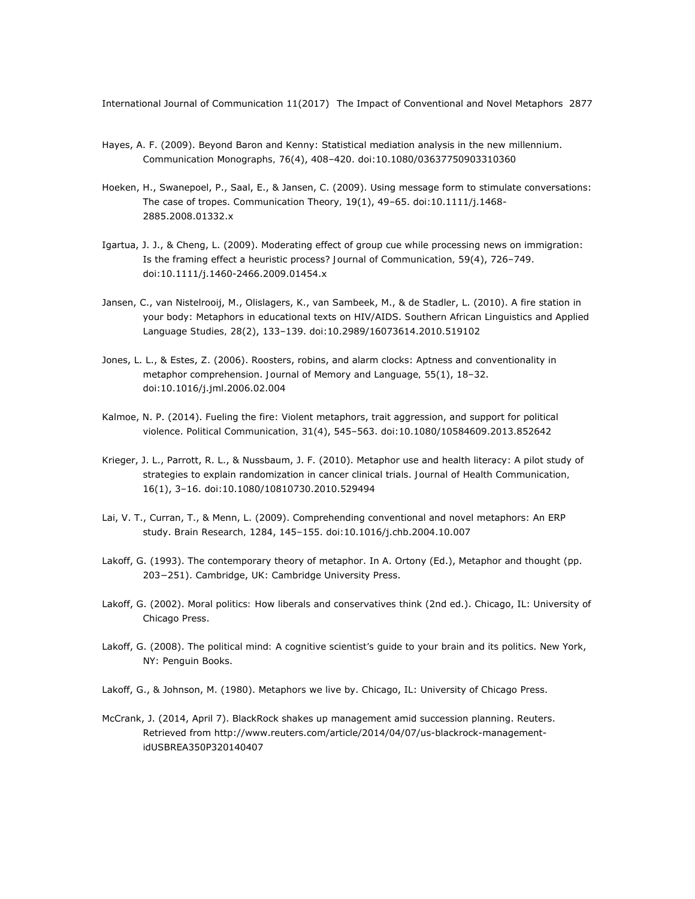Hayes, A. F. (2009). Beyond Baron and Kenny: Statistical mediation analysis in the new millennium. *Communication Monographs*, *76*(4), 408–420. doi:10.1080/03637750903310360

Hoeken, H., Swanepoel, P., Saal, E., & Jansen, C. (2009). Using message form to stimulate conversations: The case of tropes. *Communication Theory*, *19*(1), 49–65. doi:10.1111/j.1468-2885.2008.01332.x

Igartua, J. J., & Cheng, L. (2009). Moderating effect of group cue while processing news on immigration: Is the framing effect a heuristic process? *Journal of Communication*, *59*(4), 726–749. doi:10.1111/j.1460-2466.2009.01454.x

Jansen, C., van Nistelrooij, M., Olislagers, K., van Sambeek, M., & de Stadler, L. (2010). A fire station in your body: Metaphors in educational texts on HIV/AIDS. *Southern African Linguistics and Applied Language Studies*, *28*(2), 133–139. doi:10.2989/16073614.2010.519102

Jones, L. L., & Estes, Z. (2006). Roosters, robins, and alarm clocks: Aptness and conventionality in metaphor comprehension. *Journal of Memory and Language*, *55*(1), 18–32. doi:10.1016/j.jml.2006.02.004

Kalmoe, N. P. (2014). Fueling the fire: Violent metaphors, trait aggression, and support for political violence. *Political Communication*, *31*(4), 545–563. doi:10.1080/10584609.2013.852642

Krieger, J. L., Parrott, R. L., & Nussbaum, J. F. (2010). Metaphor use and health literacy: A pilot study of strategies to explain randomization in cancer clinical trials. *Journal of Health Communication*, *16*(1), 3–16. doi:10.1080/10810730.2010.529494

Lai, V. T., Curran, T., & Menn, L. (2009). Comprehending conventional and novel metaphors: An ERP study. *Brain Research*, *1284*, 145–155. doi:10.1016/j.chb.2004.10.007

Lakoff, G. (1993). The contemporary theory of metaphor. In A. Ortony (Ed.), *Metaphor and thought* (pp. 203–251). Cambridge, UK: Cambridge University Press.

Lakoff, G. (2002). *Moral politics: How liberals and conservatives think* (2nd ed.). Chicago, IL: University of Chicago Press.

Lakoff, G. (2008). *The political mind: A cognitive scientist's guide to your brain and its politics*. New York, NY: Penguin Books.

Lakoff, G., & Johnson, M. (1980). *Metaphors we live by*. Chicago, IL: University of Chicago Press.

McCrank, J. (2014, April 7). BlackRock shakes up management amid succession planning. *Reuters*. Retrieved from http://www.reuters.com/article/2014/04/07/us-blackrock-management-idUSBREA350P320140407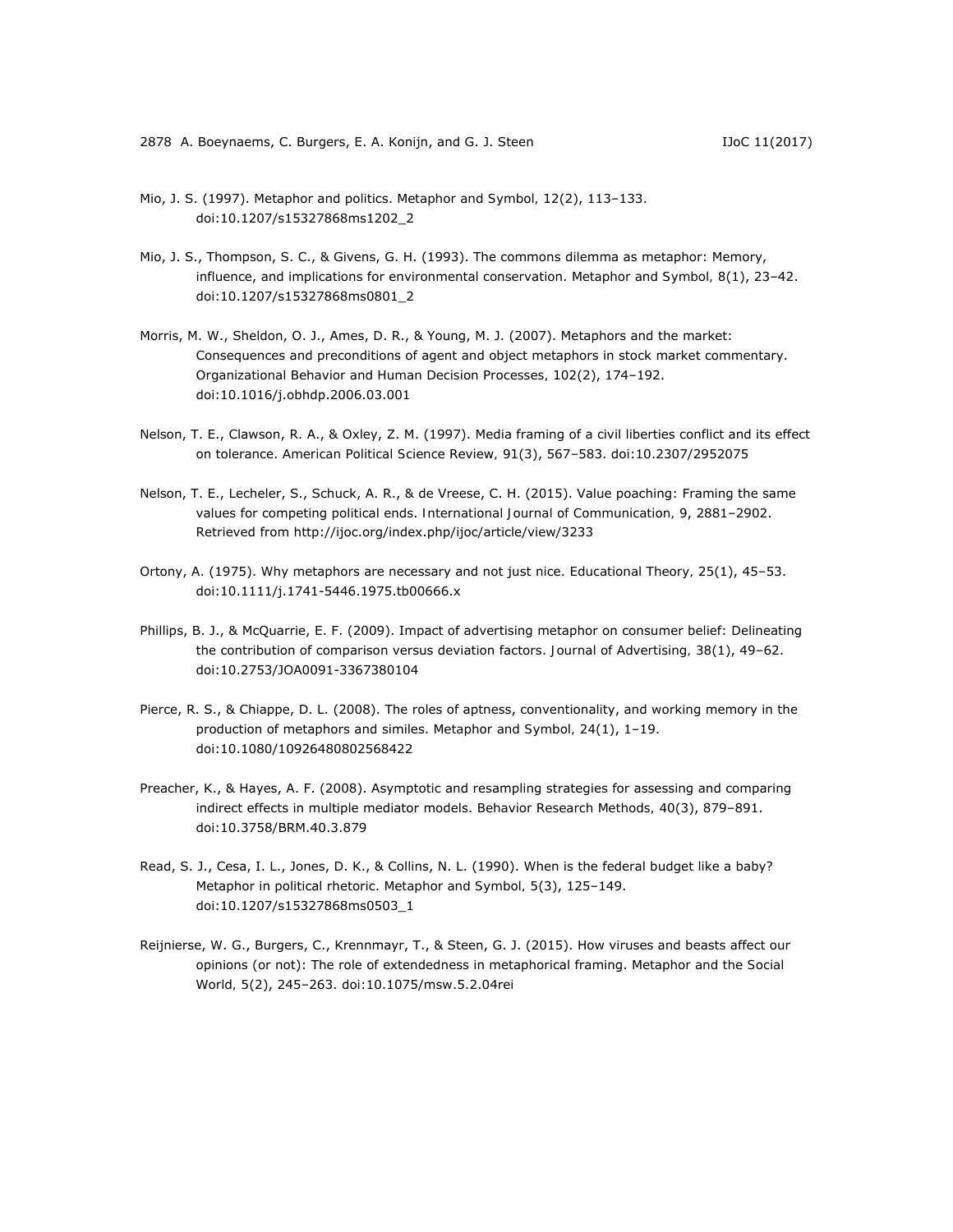Mio, J. S. (1997). Metaphor and politics. *Metaphor and Symbol*, *12*(2), 113–133. doi:10.1207/s15327868ms1202_2

Mio, J. S., Thompson, S. C., & Givens, G. H. (1993). The commons dilemma as metaphor: Memory, influence, and implications for environmental conservation. *Metaphor and Symbol*, *8*(1), 23–42. doi:10.1207/s15327868ms0801_2

Morris, M. W., Sheldon, O. J., Ames, D. R., & Young, M. J. (2007). Metaphors and the market: Consequences and preconditions of agent and object metaphors in stock market commentary. *Organizational Behavior and Human Decision Processes*, *102*(2), 174–192. doi:10.1016/j.obhdp.2006.03.001

Nelson, T. E., Clawson, R. A., & Oxley, Z. M. (1997). Media framing of a civil liberties conflict and its effect on tolerance. *American Political Science Review*, *91*(3), 567–583. doi:10.2307/2952075

Nelson, T. E., Lecheler, S., Schuck, A. R., & de Vreese, C. H. (2015). Value poaching: Framing the same values for competing political ends. *International Journal of Communication*, *9*, 2881–2902. Retrieved from http://ijoc.org/index.php/ijoc/article/view/3233

Ortony, A. (1975). Why metaphors are necessary and not just nice. *Educational Theory*, *25*(1), 45–53. doi:10.1111/j.1741-5446.1975.tb00666.x

Phillips, B. J., & McQuarrie, E. F. (2009). Impact of advertising metaphor on consumer belief: Delineating the contribution of comparison versus deviation factors. *Journal of Advertising*, *38*(1), 49–62. doi:10.2753/JOA0091-3367380104

Pierce, R. S., & Chiappe, D. L. (2008). The roles of aptness, conventionality, and working memory in the production of metaphors and similes. *Metaphor and Symbol*, *24*(1), 1–19. doi:10.1080/10926480802568422

Preacher, K., & Hayes, A. F. (2008). Asymptotic and resampling strategies for assessing and comparing indirect effects in multiple mediator models. *Behavior Research Methods*, *40*(3), 879–891. doi:10.3758/BRM.40.3.879

Read, S. J., Cesa, I. L., Jones, D. K., & Collins, N. L. (1990). When is the federal budget like a baby? Metaphor in political rhetoric. *Metaphor and Symbol*, *5*(3), 125–149. doi:10.1207/s15327868ms0503_1

Reijnierse, W. G., Burgers, C., Krennmayr, T., & Steen, G. J. (2015). How viruses and beasts affect our opinions (or not): The role of extendedness in metaphorical framing. *Metaphor and the Social World*, *5*(2), 245–263. doi:10.1075/msw.5.2.04rei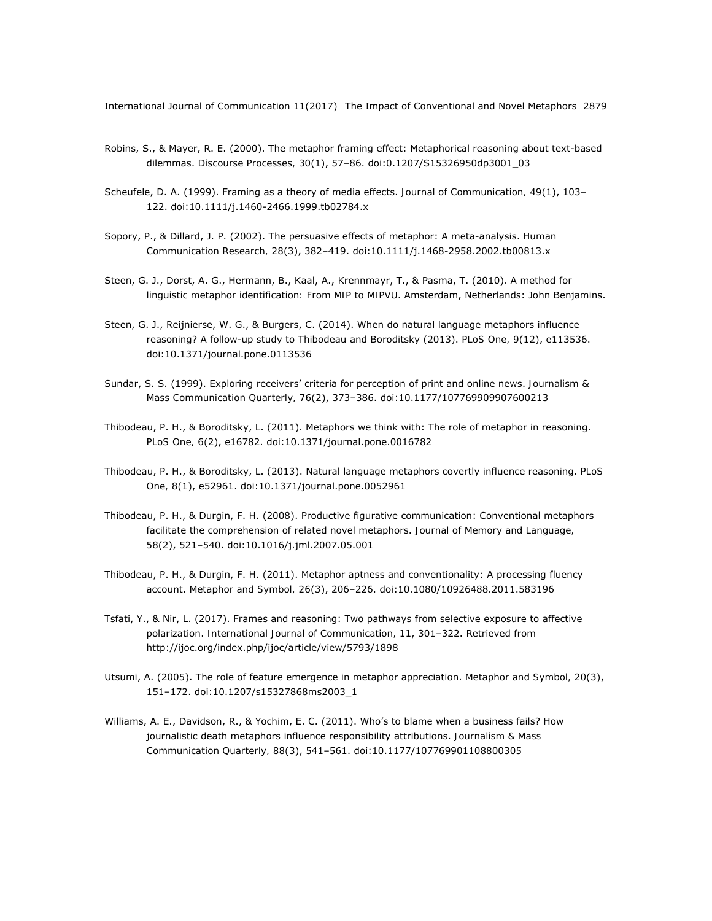Robins, S., & Mayer, R. E. (2000). The metaphor framing effect: Metaphorical reasoning about text-based dilemmas. *Discourse Processes, 30*(1), 57–86. doi:0.1207/S15326950dp3001_03

Scheufele, D. A. (1999). Framing as a theory of media effects. *Journal of Communication, 49*(1), 103–122. doi:10.1111/j.1460-2466.1999.tb02784.x

Sopory, P., & Dillard, J. P. (2002). The persuasive effects of metaphor: A meta-analysis. *Human Communication Research, 28*(3), 382–419. doi:10.1111/j.1468-2958.2002.tb00813.x

Steen, G. J., Dorst, A. G., Hermann, B., Kaal, A., Krennmayr, T., & Pasma, T. (2010). *A method for linguistic metaphor identification: From MIP to MIPVU*. Amsterdam, Netherlands: John Benjamins.

Steen, G. J., Reijnierse, W. G., & Burgers, C. (2014). When do natural language metaphors influence reasoning? A follow-up study to Thibodeau and Boroditsky (2013). *PLoS One, 9*(12), e113536. doi:10.1371/journal.pone.0113536

Sundar, S. S. (1999). Exploring receivers' criteria for perception of print and online news. *Journalism & Mass Communication Quarterly, 76*(2), 373–386. doi:10.1177/107769909907600213

Thibodeau, P. H., & Boroditsky, L. (2011). Metaphors we think with: The role of metaphor in reasoning. *PLoS One, 6*(2), e16782. doi:10.1371/journal.pone.0016782

Thibodeau, P. H., & Boroditsky, L. (2013). Natural language metaphors covertly influence reasoning. *PLoS One, 8*(1), e52961. doi:10.1371/journal.pone.0052961

Thibodeau, P. H., & Durgin, F. H. (2008). Productive figurative communication: Conventional metaphors facilitate the comprehension of related novel metaphors. *Journal of Memory and Language, 58*(2), 521–540. doi:10.1016/j.jml.2007.05.001

Thibodeau, P. H., & Durgin, F. H. (2011). Metaphor aptness and conventionality: A processing fluency account. *Metaphor and Symbol, 26*(3), 206–226. doi:10.1080/10926488.2011.583196

Tsfati, Y., & Nir, L. (2017). Frames and reasoning: Two pathways from selective exposure to affective polarization. *International Journal of Communication, 11*, 301–322. Retrieved from http://ijoc.org/index.php/ijoc/article/view/5793/1898

Utsumi, A. (2005). The role of feature emergence in metaphor appreciation. *Metaphor and Symbol, 20*(3), 151–172. doi:10.1207/s15327868ms2003_1

Williams, A. E., Davidson, R., & Yochim, E. C. (2011). Who's to blame when a business fails? How journalistic death metaphors influence responsibility attributions. *Journalism & Mass Communication Quarterly, 88*(3), 541–561. doi:10.1177/107769901108800305